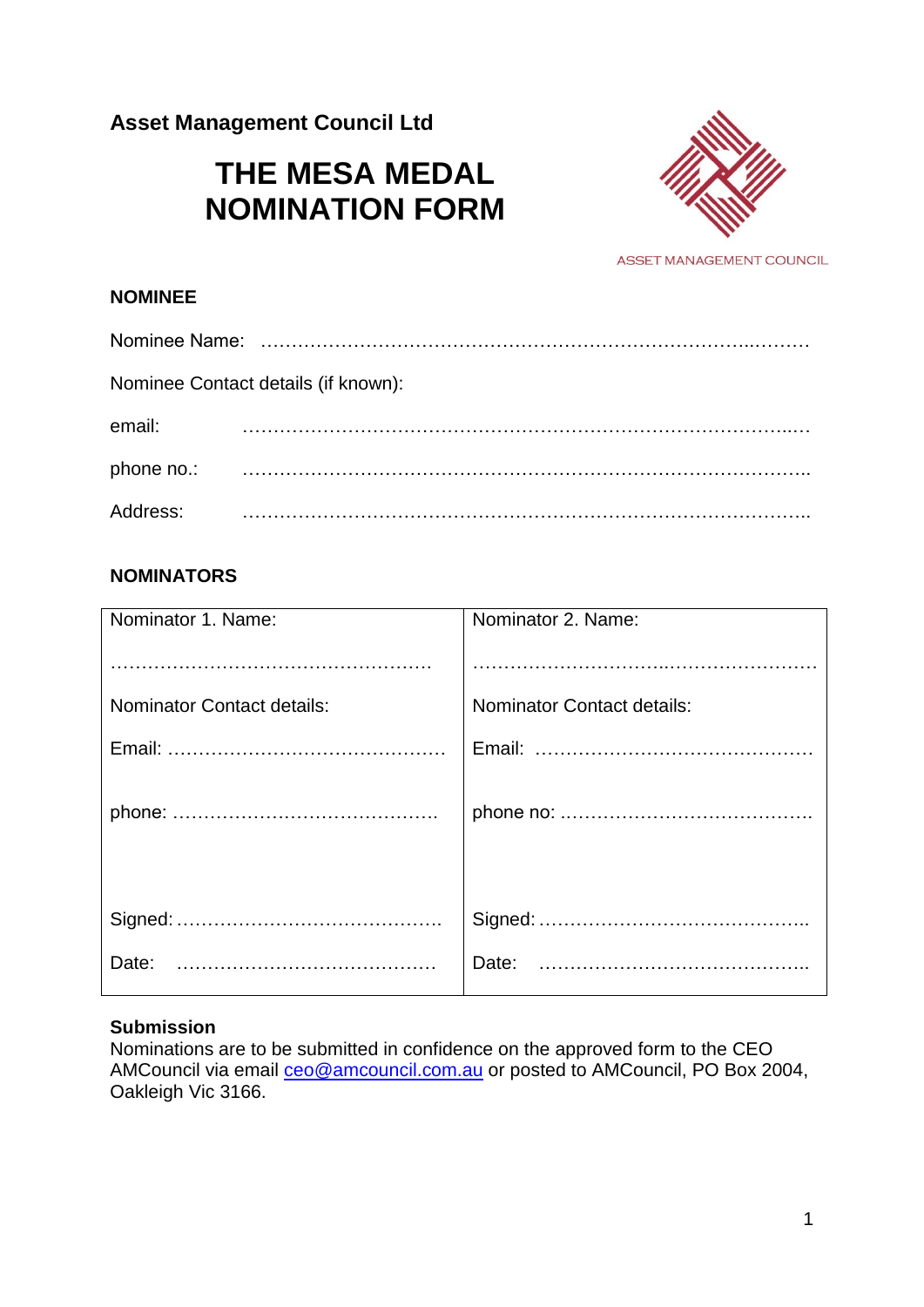**Asset Management Council Ltd**

# THE MESA MEDAL NOMINATION FORM

ASSET MANAGEMENT COUNCIL

## NOMINEE

Nominee Name: ……………………………………………………………………..………

Nominee Contact details (if known):

email: ……………………………………………………………………………..…

phone no.: ……………………………………………………………………………..

Address: ……………………………………………………………………………..

## NOMINATORS

| Nominator 1. Name: | Nominator 2. Name: |
|---|---|
| ……………………………………………. | ………………………..…………………… |
| Nominator Contact details: | Nominator Contact details: |
| Email: ……………………………………… | Email: ……………………………………… |
| phone: ……………………………………. | phone no: …………………………………. |
| Signed: ……………………………………. | Signed: …………………………………….. |
| Date: ……………………………………. | Date: …………………………………….. |

**Submission**
Nominations are to be submitted in confidence on the approved form to the CEO AMCouncil via email ceo@amcouncil.com.au or posted to AMCouncil, PO Box 2004, Oakleigh Vic 3166.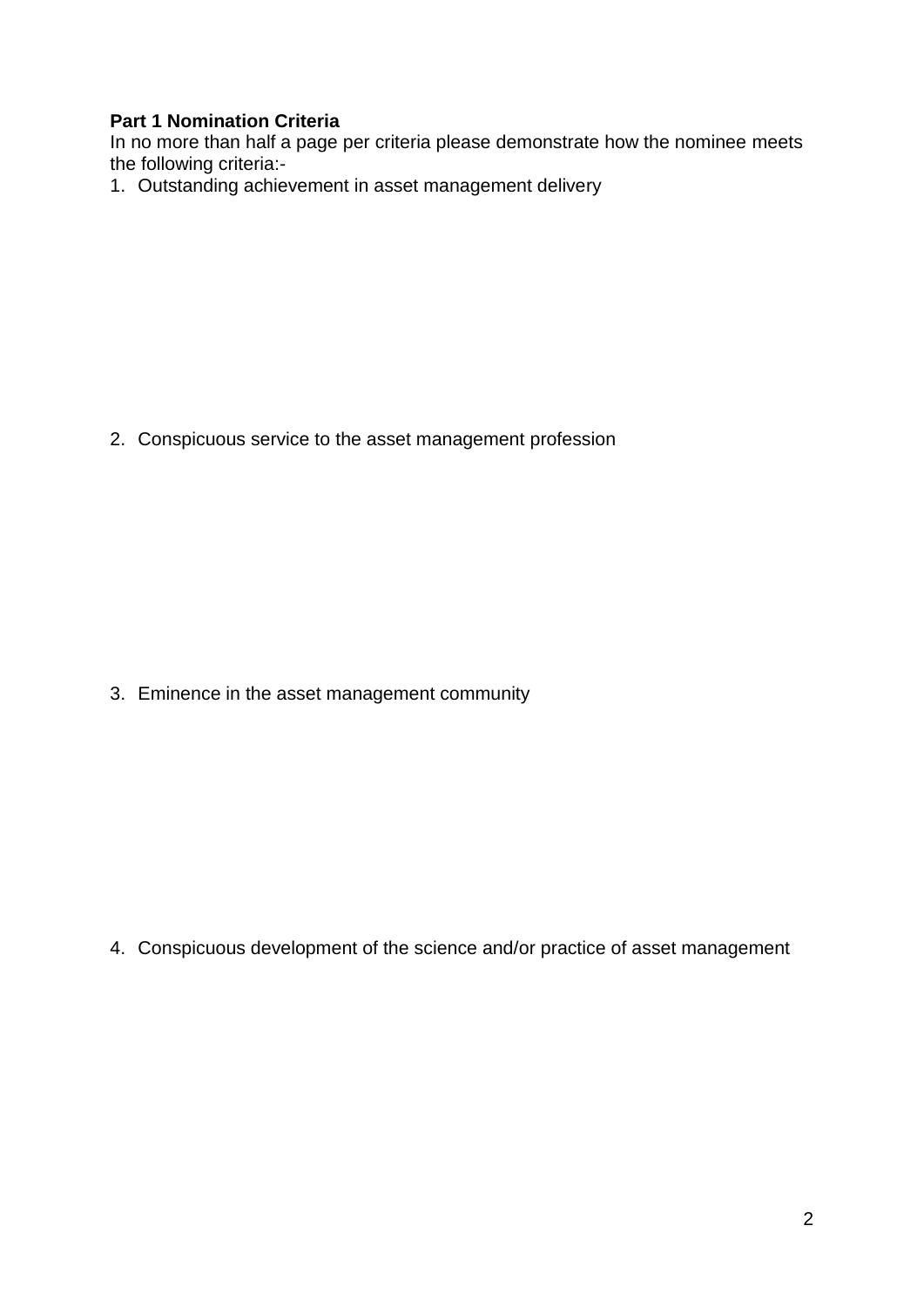**Part 1 Nomination Criteria**

In no more than half a page per criteria please demonstrate how the nominee meets the following criteria:-

1. Outstanding achievement in asset management delivery

2. Conspicuous service to the asset management profession

3. Eminence in the asset management community

4. Conspicuous development of the science and/or practice of asset management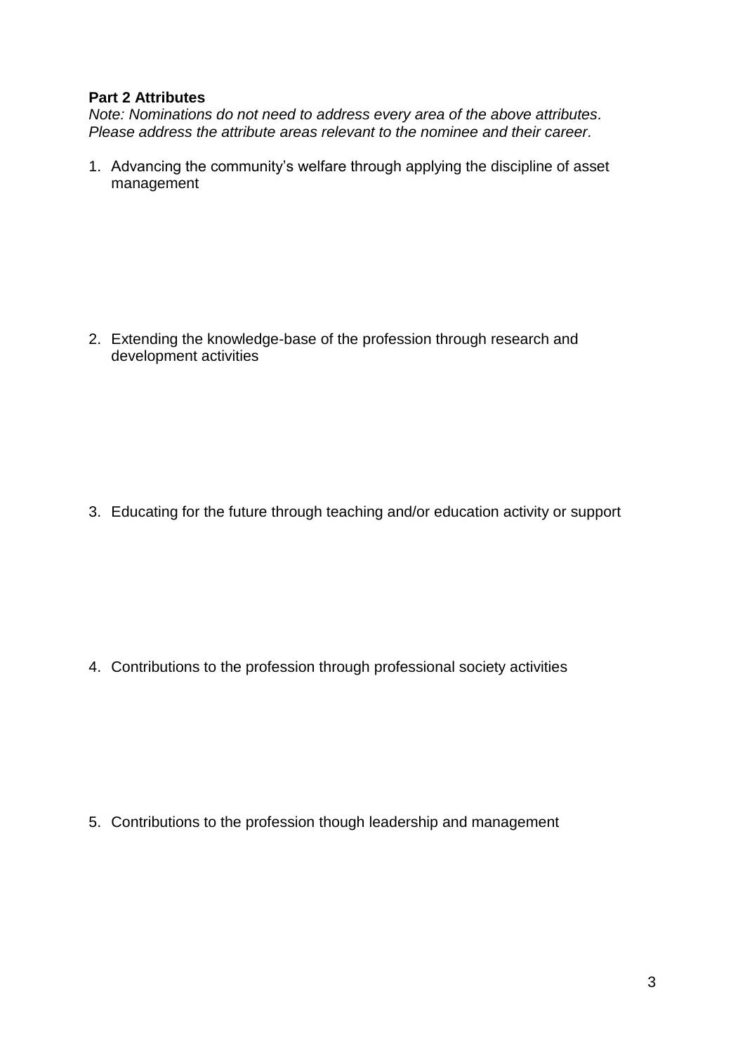**Part 2 Attributes**

*Note: Nominations do not need to address every area of the above attributes. Please address the attribute areas relevant to the nominee and their career.*

1. Advancing the community's welfare through applying the discipline of asset management

2. Extending the knowledge-base of the profession through research and development activities

3. Educating for the future through teaching and/or education activity or support

4. Contributions to the profession through professional society activities

5. Contributions to the profession though leadership and management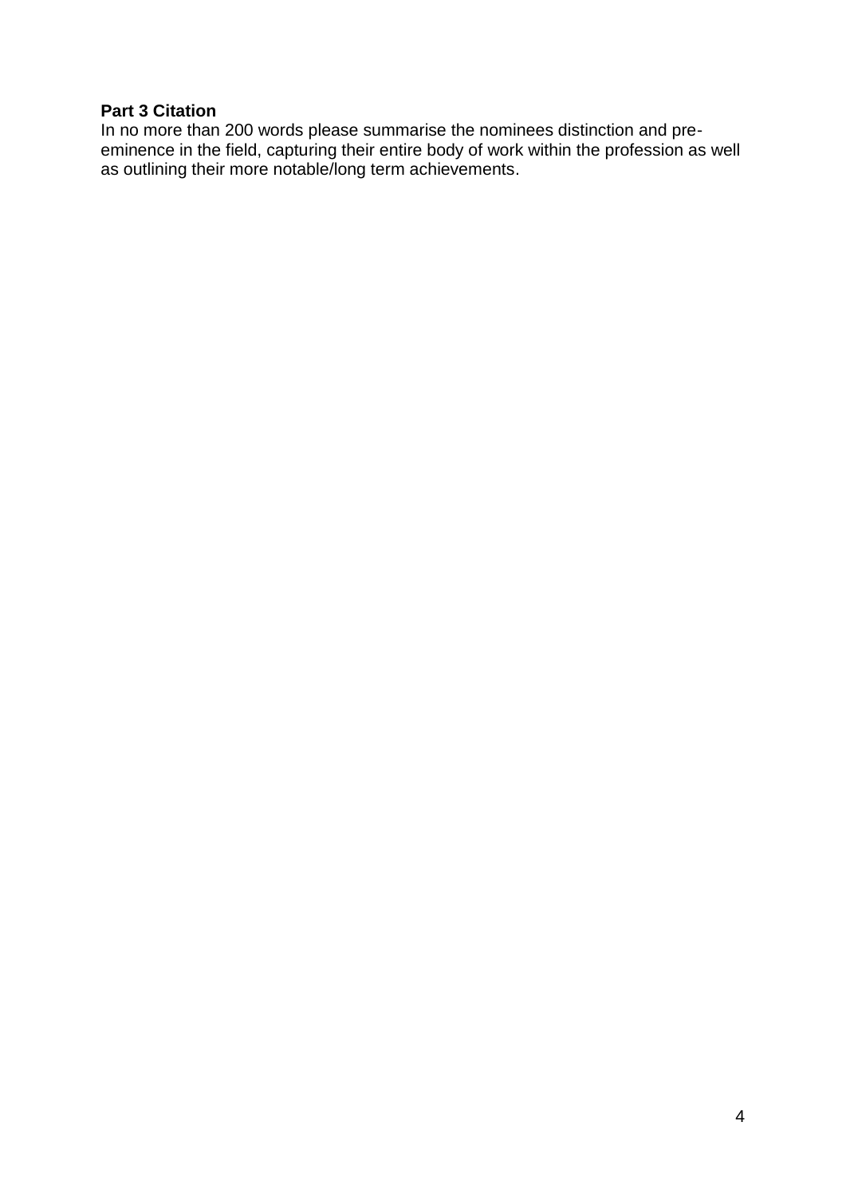**Part 3 Citation**

In no more than 200 words please summarise the nominees distinction and pre-eminence in the field, capturing their entire body of work within the profession as well as outlining their more notable/long term achievements.